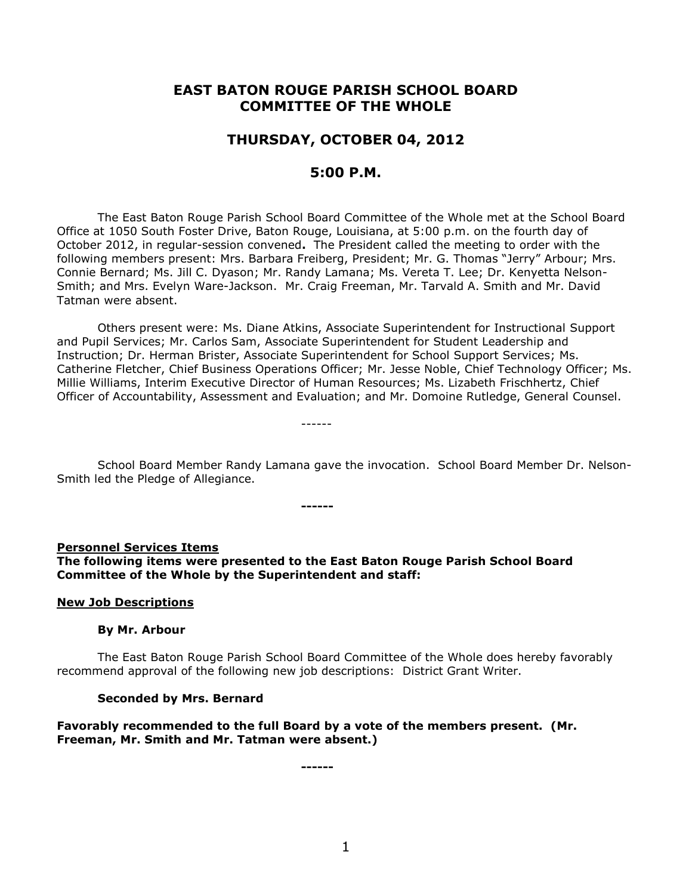# EAST BATON ROUGE PARISH SCHOOL BOARD
# COMMITTEE OF THE WHOLE

## THURSDAY, OCTOBER 04, 2012

## 5:00 P.M.

The East Baton Rouge Parish School Board Committee of the Whole met at the School Board Office at 1050 South Foster Drive, Baton Rouge, Louisiana, at 5:00 p.m. on the fourth day of October 2012, in regular-session convened**.** The President called the meeting to order with the following members present: Mrs. Barbara Freiberg, President; Mr. G. Thomas "Jerry" Arbour; Mrs. Connie Bernard; Ms. Jill C. Dyason; Mr. Randy Lamana; Ms. Vereta T. Lee; Dr. Kenyetta Nelson-Smith; and Mrs. Evelyn Ware-Jackson. Mr. Craig Freeman, Mr. Tarvald A. Smith and Mr. David Tatman were absent.

Others present were: Ms. Diane Atkins, Associate Superintendent for Instructional Support and Pupil Services; Mr. Carlos Sam, Associate Superintendent for Student Leadership and Instruction; Dr. Herman Brister, Associate Superintendent for School Support Services; Ms. Catherine Fletcher, Chief Business Operations Officer; Mr. Jesse Noble, Chief Technology Officer; Ms. Millie Williams, Interim Executive Director of Human Resources; Ms. Lizabeth Frischhertz, Chief Officer of Accountability, Assessment and Evaluation; and Mr. Domoine Rutledge, General Counsel.

------

School Board Member Randy Lamana gave the invocation. School Board Member Dr. Nelson-Smith led the Pledge of Allegiance.

**------**

**Personnel Services Items**

**The following items were presented to the East Baton Rouge Parish School Board Committee of the Whole by the Superintendent and staff:**

**New Job Descriptions**

**By Mr. Arbour**

The East Baton Rouge Parish School Board Committee of the Whole does hereby favorably recommend approval of the following new job descriptions: District Grant Writer.

**Seconded by Mrs. Bernard**

**Favorably recommended to the full Board by a vote of the members present. (Mr. Freeman, Mr. Smith and Mr. Tatman were absent.)**

**------**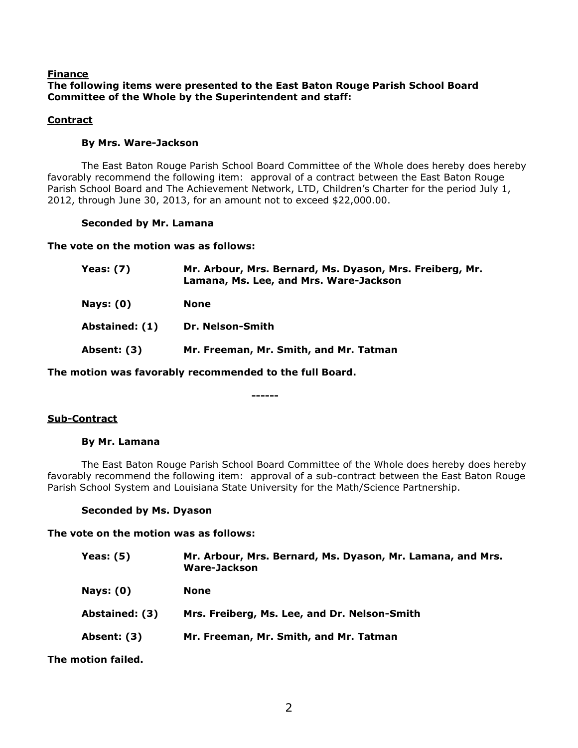**Finance**

**The following items were presented to the East Baton Rouge Parish School Board Committee of the Whole by the Superintendent and staff:**

**Contract**

**By Mrs. Ware-Jackson**

The East Baton Rouge Parish School Board Committee of the Whole does hereby does hereby favorably recommend the following item: approval of a contract between the East Baton Rouge Parish School Board and The Achievement Network, LTD, Children's Charter for the period July 1, 2012, through June 30, 2013, for an amount not to exceed $22,000.00.

**Seconded by Mr. Lamana**

**The vote on the motion was as follows:**

| | |
|---|---|
| **Yeas: (7)** | **Mr. Arbour, Mrs. Bernard, Ms. Dyason, Mrs. Freiberg, Mr. Lamana, Ms. Lee, and Mrs. Ware-Jackson** |
| **Nays: (0)** | **None** |
| **Abstained: (1)** | **Dr. Nelson-Smith** |
| **Absent: (3)** | **Mr. Freeman, Mr. Smith, and Mr. Tatman** |

**The motion was favorably recommended to the full Board.**

**------**

**Sub-Contract**

**By Mr. Lamana**

The East Baton Rouge Parish School Board Committee of the Whole does hereby does hereby favorably recommend the following item: approval of a sub-contract between the East Baton Rouge Parish School System and Louisiana State University for the Math/Science Partnership.

**Seconded by Ms. Dyason**

**The vote on the motion was as follows:**

| | |
|---|---|
| **Yeas: (5)** | **Mr. Arbour, Mrs. Bernard, Ms. Dyason, Mr. Lamana, and Mrs. Ware-Jackson** |
| **Nays: (0)** | **None** |
| **Abstained: (3)** | **Mrs. Freiberg, Ms. Lee, and Dr. Nelson-Smith** |
| **Absent: (3)** | **Mr. Freeman, Mr. Smith, and Mr. Tatman** |

**The motion failed.**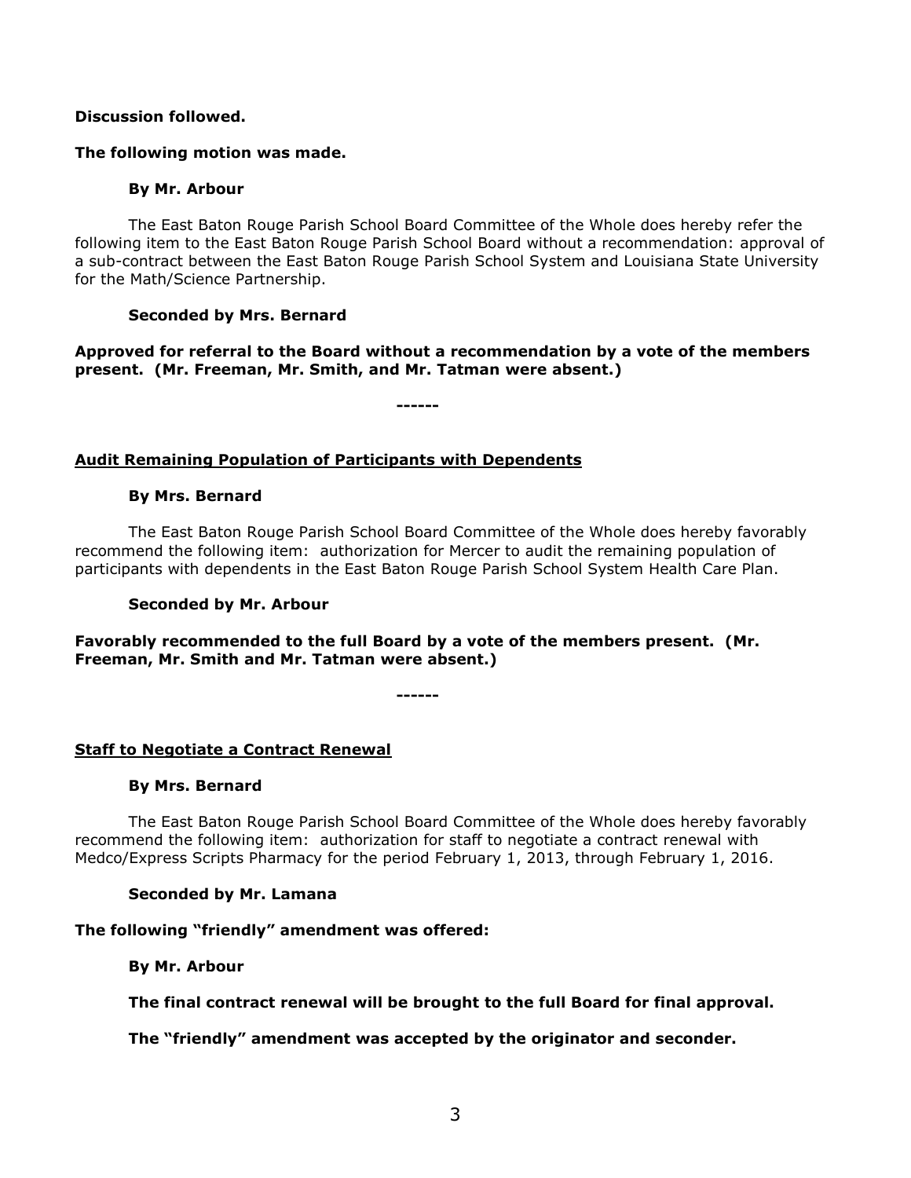**Discussion followed.**

**The following motion was made.**

**By Mr. Arbour**

The East Baton Rouge Parish School Board Committee of the Whole does hereby refer the following item to the East Baton Rouge Parish School Board without a recommendation: approval of a sub-contract between the East Baton Rouge Parish School System and Louisiana State University for the Math/Science Partnership.

**Seconded by Mrs. Bernard**

**Approved for referral to the Board without a recommendation by a vote of the members present. (Mr. Freeman, Mr. Smith, and Mr. Tatman were absent.)**

**------**

**Audit Remaining Population of Participants with Dependents**

**By Mrs. Bernard**

The East Baton Rouge Parish School Board Committee of the Whole does hereby favorably recommend the following item: authorization for Mercer to audit the remaining population of participants with dependents in the East Baton Rouge Parish School System Health Care Plan.

**Seconded by Mr. Arbour**

**Favorably recommended to the full Board by a vote of the members present. (Mr. Freeman, Mr. Smith and Mr. Tatman were absent.)**

**------**

**Staff to Negotiate a Contract Renewal**

**By Mrs. Bernard**

The East Baton Rouge Parish School Board Committee of the Whole does hereby favorably recommend the following item: authorization for staff to negotiate a contract renewal with Medco/Express Scripts Pharmacy for the period February 1, 2013, through February 1, 2016.

**Seconded by Mr. Lamana**

**The following "friendly" amendment was offered:**

**By Mr. Arbour**

**The final contract renewal will be brought to the full Board for final approval.**

**The "friendly" amendment was accepted by the originator and seconder.**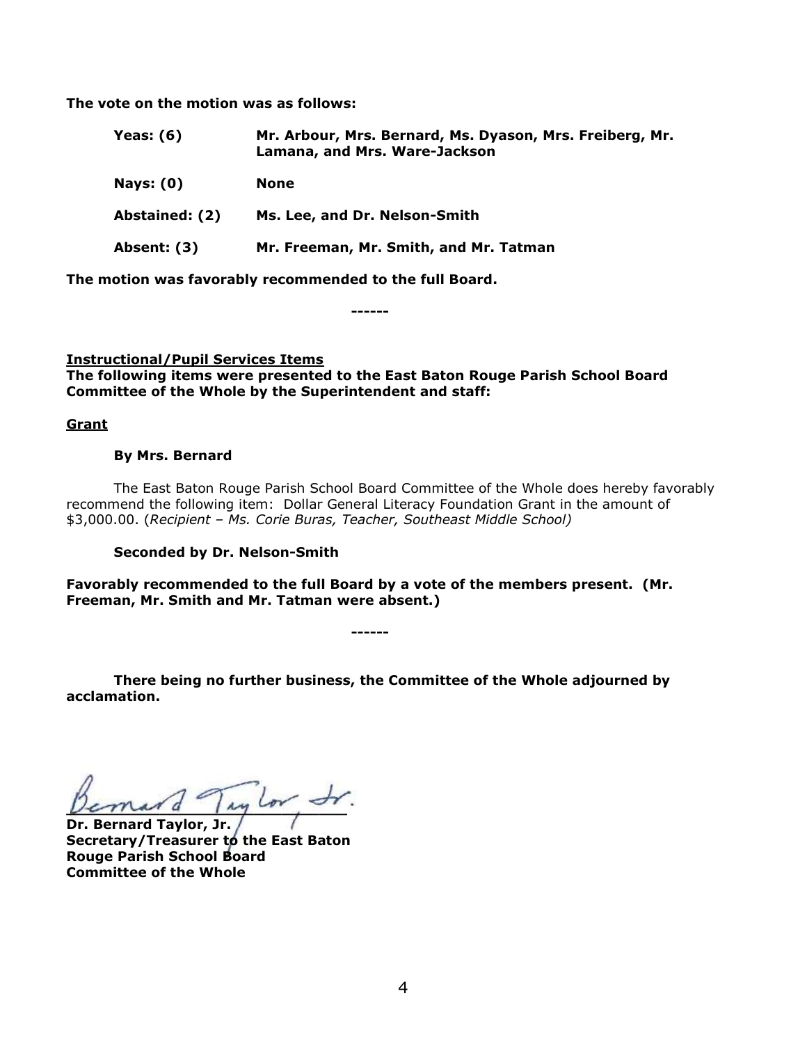**The vote on the motion was as follows:**

| | |
|---|---|
| **Yeas: (6)** | **Mr. Arbour, Mrs. Bernard, Ms. Dyason, Mrs. Freiberg, Mr. Lamana, and Mrs. Ware-Jackson** |
| **Nays: (0)** | **None** |
| **Abstained: (2)** | **Ms. Lee, and Dr. Nelson-Smith** |
| **Absent: (3)** | **Mr. Freeman, Mr. Smith, and Mr. Tatman** |

**The motion was favorably recommended to the full Board.**

------

**Instructional/Pupil Services Items**

**The following items were presented to the East Baton Rouge Parish School Board Committee of the Whole by the Superintendent and staff:**

**Grant**

**By Mrs. Bernard**

The East Baton Rouge Parish School Board Committee of the Whole does hereby favorably recommend the following item: Dollar General Literacy Foundation Grant in the amount of $3,000.00. (*Recipient – Ms. Corie Buras, Teacher, Southeast Middle School)*

**Seconded by Dr. Nelson-Smith**

**Favorably recommended to the full Board by a vote of the members present. (Mr. Freeman, Mr. Smith and Mr. Tatman were absent.)**

------

**There being no further business, the Committee of the Whole adjourned by acclamation.**

**Dr. Bernard Taylor, Jr.**
**Secretary/Treasurer to the East Baton Rouge Parish School Board Committee of the Whole**